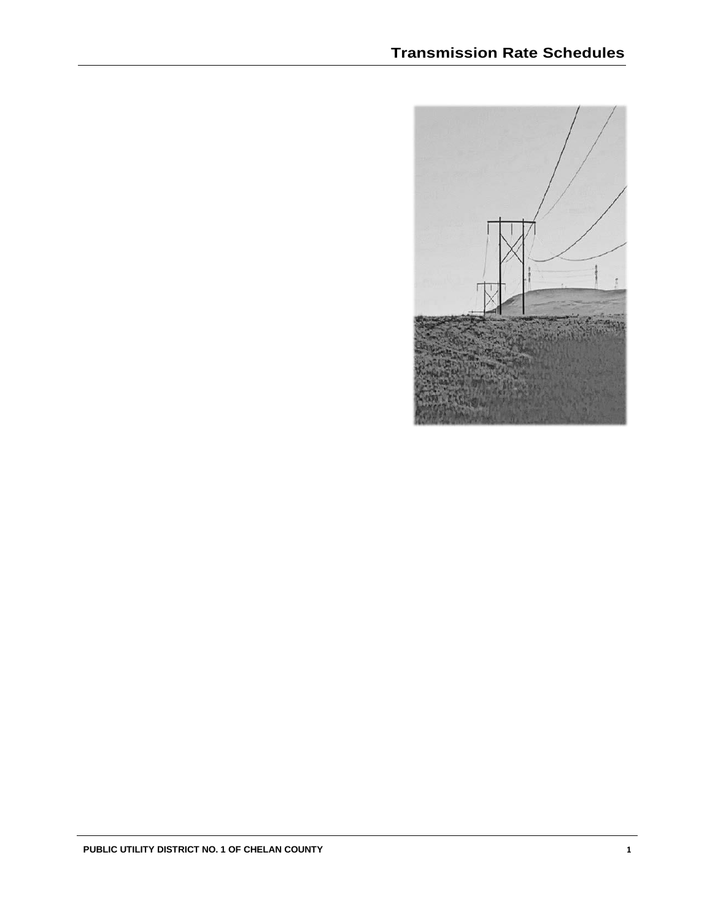# Transmission Rate Schedules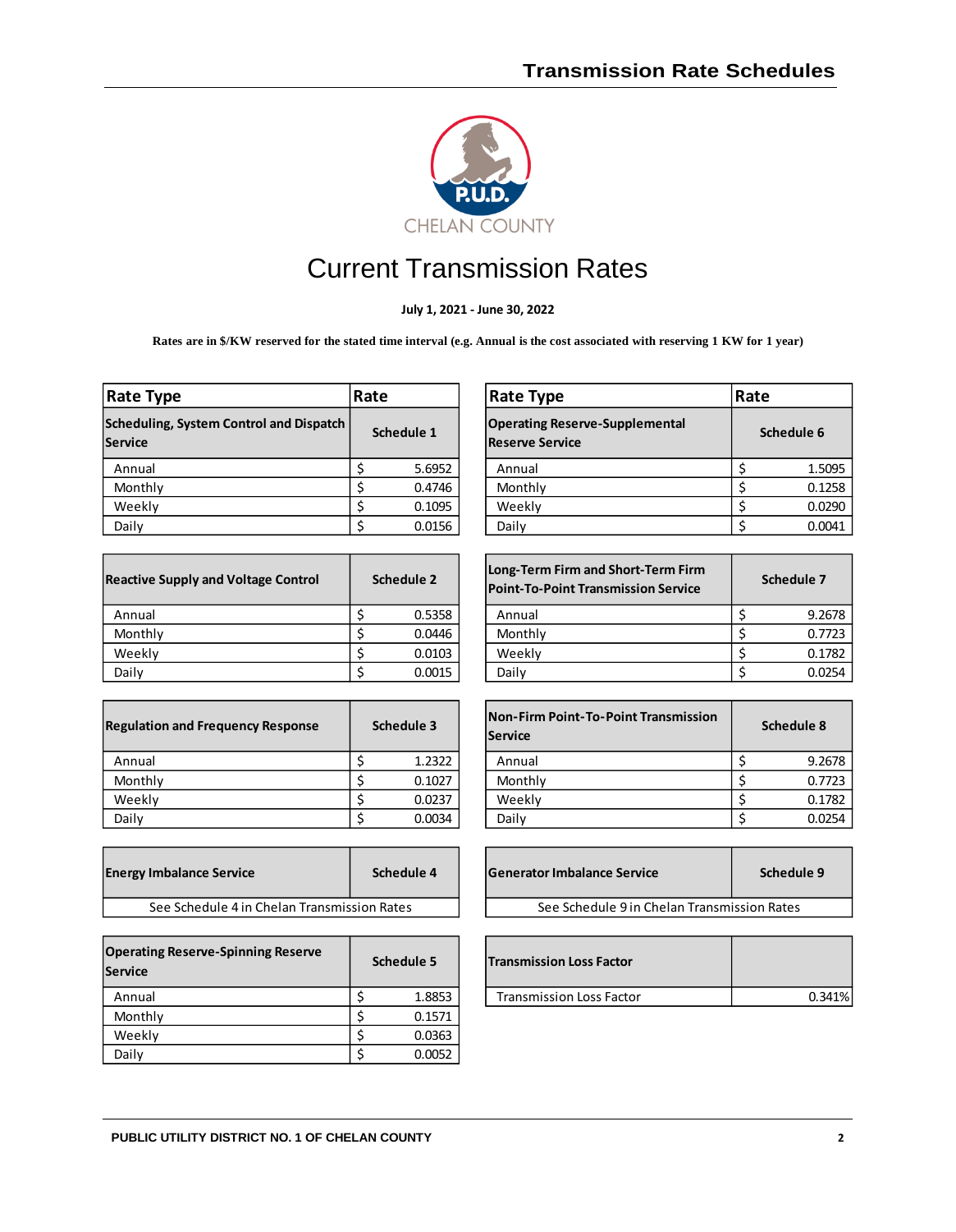# Current Transmission Rates

**July 1, 2021 - June 30, 2022**

**Rates are in $/KW reserved for the stated time interval (e.g. Annual is the cost associated with reserving 1 KW for 1 year)**

| Rate Type | Rate |
|---|---|
| **Scheduling, System Control and Dispatch Service** | **Schedule 1** |
| Annual | $ 5.6952 |
| Monthly | $ 0.4746 |
| Weekly | $ 0.1095 |
| Daily | $ 0.0156 |

| **Reactive Supply and Voltage Control** | **Schedule 2** |
|---|---|
| Annual | $ 0.5358 |
| Monthly | $ 0.0446 |
| Weekly | $ 0.0103 |
| Daily | $ 0.0015 |

| **Regulation and Frequency Response** | **Schedule 3** |
|---|---|
| Annual | $ 1.2322 |
| Monthly | $ 0.1027 |
| Weekly | $ 0.0237 |
| Daily | $ 0.0034 |

| **Energy Imbalance Service** | **Schedule 4** |
|---|---|
| See Schedule 4 in Chelan Transmission Rates | |

| **Operating Reserve-Spinning Reserve Service** | **Schedule 5** |
|---|---|
| Annual | $ 1.8853 |
| Monthly | $ 0.1571 |
| Weekly | $ 0.0363 |
| Daily | $ 0.0052 |

| Rate Type | Rate |
|---|---|
| **Operating Reserve-Supplemental Reserve Service** | **Schedule 6** |
| Annual | $ 1.5095 |
| Monthly | $ 0.1258 |
| Weekly | $ 0.0290 |
| Daily | $ 0.0041 |

| **Long-Term Firm and Short-Term Firm Point-To-Point Transmission Service** | **Schedule 7** |
|---|---|
| Annual | $ 9.2678 |
| Monthly | $ 0.7723 |
| Weekly | $ 0.1782 |
| Daily | $ 0.0254 |

| **Non-Firm Point-To-Point Transmission Service** | **Schedule 8** |
|---|---|
| Annual | $ 9.2678 |
| Monthly | $ 0.7723 |
| Weekly | $ 0.1782 |
| Daily | $ 0.0254 |

| **Generator Imbalance Service** | **Schedule 9** |
|---|---|
| See Schedule 9 in Chelan Transmission Rates | |

| **Transmission Loss Factor** | |
|---|---|
| Transmission Loss Factor | 0.341% |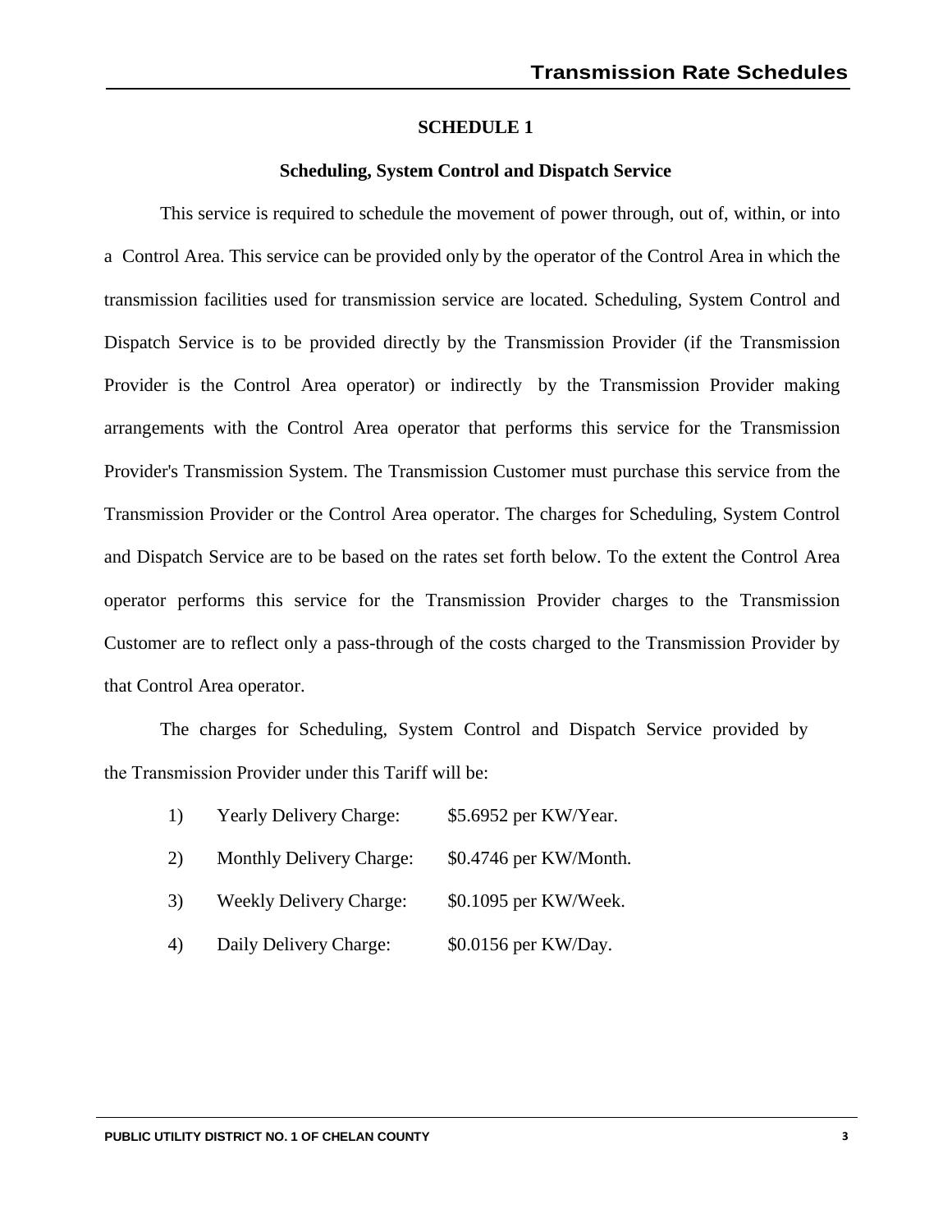# SCHEDULE 1

## Scheduling, System Control and Dispatch Service

This service is required to schedule the movement of power through, out of, within, or into a Control Area. This service can be provided only by the operator of the Control Area in which the transmission facilities used for transmission service are located. Scheduling, System Control and Dispatch Service is to be provided directly by the Transmission Provider (if the Transmission Provider is the Control Area operator) or indirectly by the Transmission Provider making arrangements with the Control Area operator that performs this service for the Transmission Provider's Transmission System. The Transmission Customer must purchase this service from the Transmission Provider or the Control Area operator. The charges for Scheduling, System Control and Dispatch Service are to be based on the rates set forth below. To the extent the Control Area operator performs this service for the Transmission Provider charges to the Transmission Customer are to reflect only a pass-through of the costs charged to the Transmission Provider by that Control Area operator.

The charges for Scheduling, System Control and Dispatch Service provided by the Transmission Provider under this Tariff will be:

1) Yearly Delivery Charge: $5.6952 per KW/Year.
2) Monthly Delivery Charge: $0.4746 per KW/Month.
3) Weekly Delivery Charge: $0.1095 per KW/Week.
4) Daily Delivery Charge: $0.0156 per KW/Day.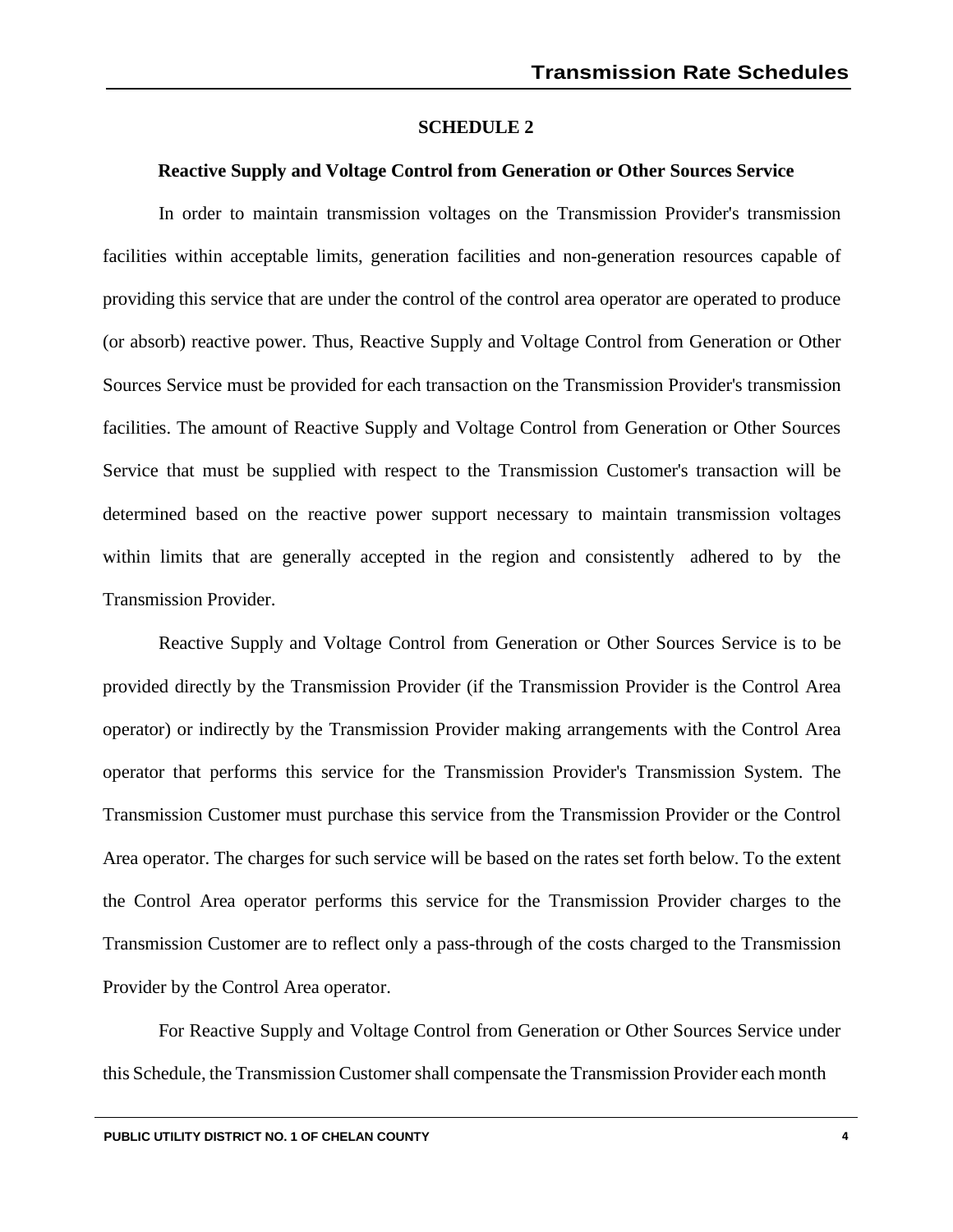## SCHEDULE 2

### Reactive Supply and Voltage Control from Generation or Other Sources Service

In order to maintain transmission voltages on the Transmission Provider's transmission facilities within acceptable limits, generation facilities and non-generation resources capable of providing this service that are under the control of the control area operator are operated to produce (or absorb) reactive power. Thus, Reactive Supply and Voltage Control from Generation or Other Sources Service must be provided for each transaction on the Transmission Provider's transmission facilities. The amount of Reactive Supply and Voltage Control from Generation or Other Sources Service that must be supplied with respect to the Transmission Customer's transaction will be determined based on the reactive power support necessary to maintain transmission voltages within limits that are generally accepted in the region and consistently adhered to by the Transmission Provider.

Reactive Supply and Voltage Control from Generation or Other Sources Service is to be provided directly by the Transmission Provider (if the Transmission Provider is the Control Area operator) or indirectly by the Transmission Provider making arrangements with the Control Area operator that performs this service for the Transmission Provider's Transmission System. The Transmission Customer must purchase this service from the Transmission Provider or the Control Area operator. The charges for such service will be based on the rates set forth below. To the extent the Control Area operator performs this service for the Transmission Provider charges to the Transmission Customer are to reflect only a pass-through of the costs charged to the Transmission Provider by the Control Area operator.

For Reactive Supply and Voltage Control from Generation or Other Sources Service under this Schedule, the Transmission Customer shall compensate the Transmission Provider each month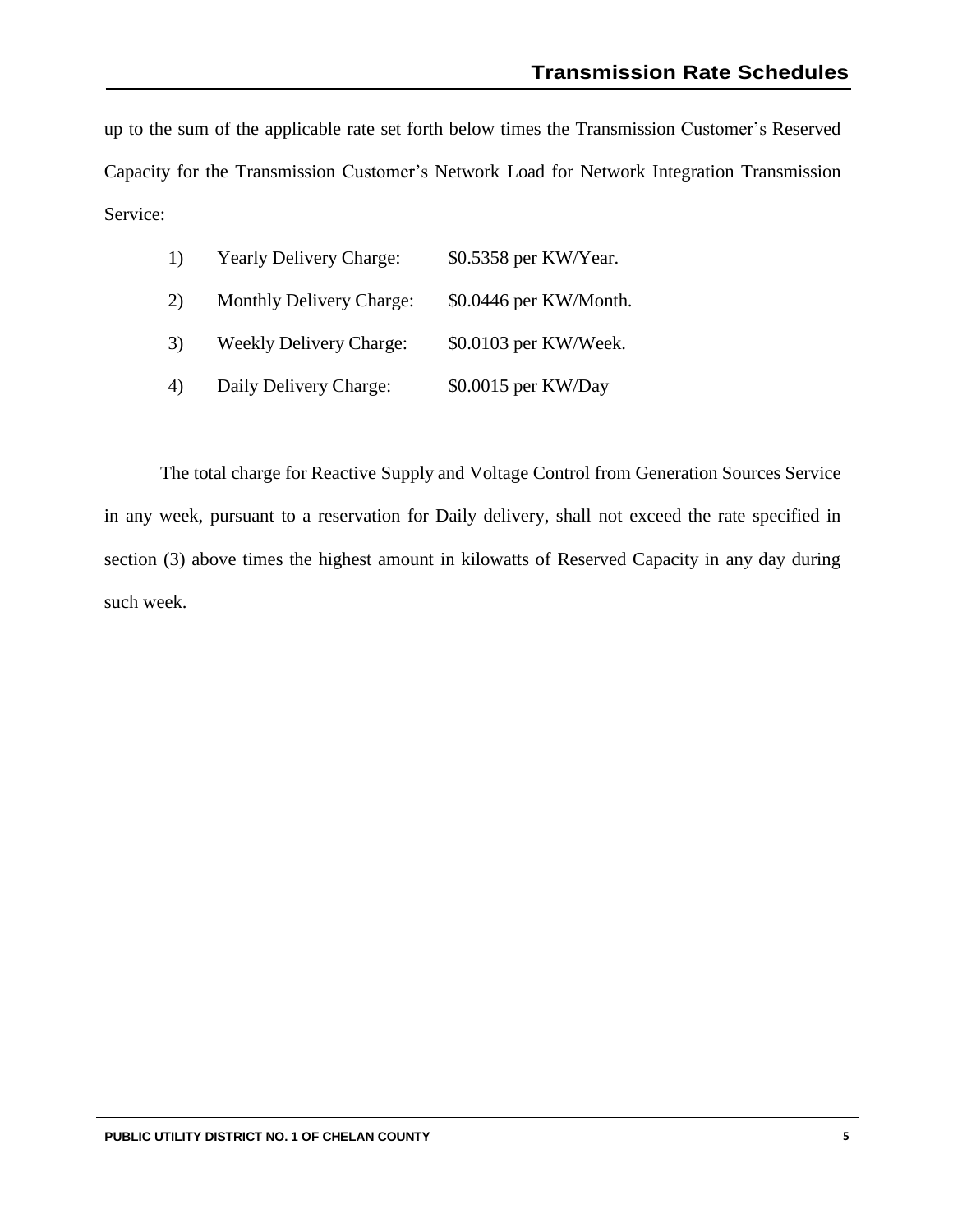up to the sum of the applicable rate set forth below times the Transmission Customer's Reserved Capacity for the Transmission Customer's Network Load for Network Integration Transmission Service:

1) Yearly Delivery Charge: $0.5358 per KW/Year.

2) Monthly Delivery Charge: $0.0446 per KW/Month.

3) Weekly Delivery Charge: $0.0103 per KW/Week.

4) Daily Delivery Charge: $0.0015 per KW/Day

The total charge for Reactive Supply and Voltage Control from Generation Sources Service in any week, pursuant to a reservation for Daily delivery, shall not exceed the rate specified in section (3) above times the highest amount in kilowatts of Reserved Capacity in any day during such week.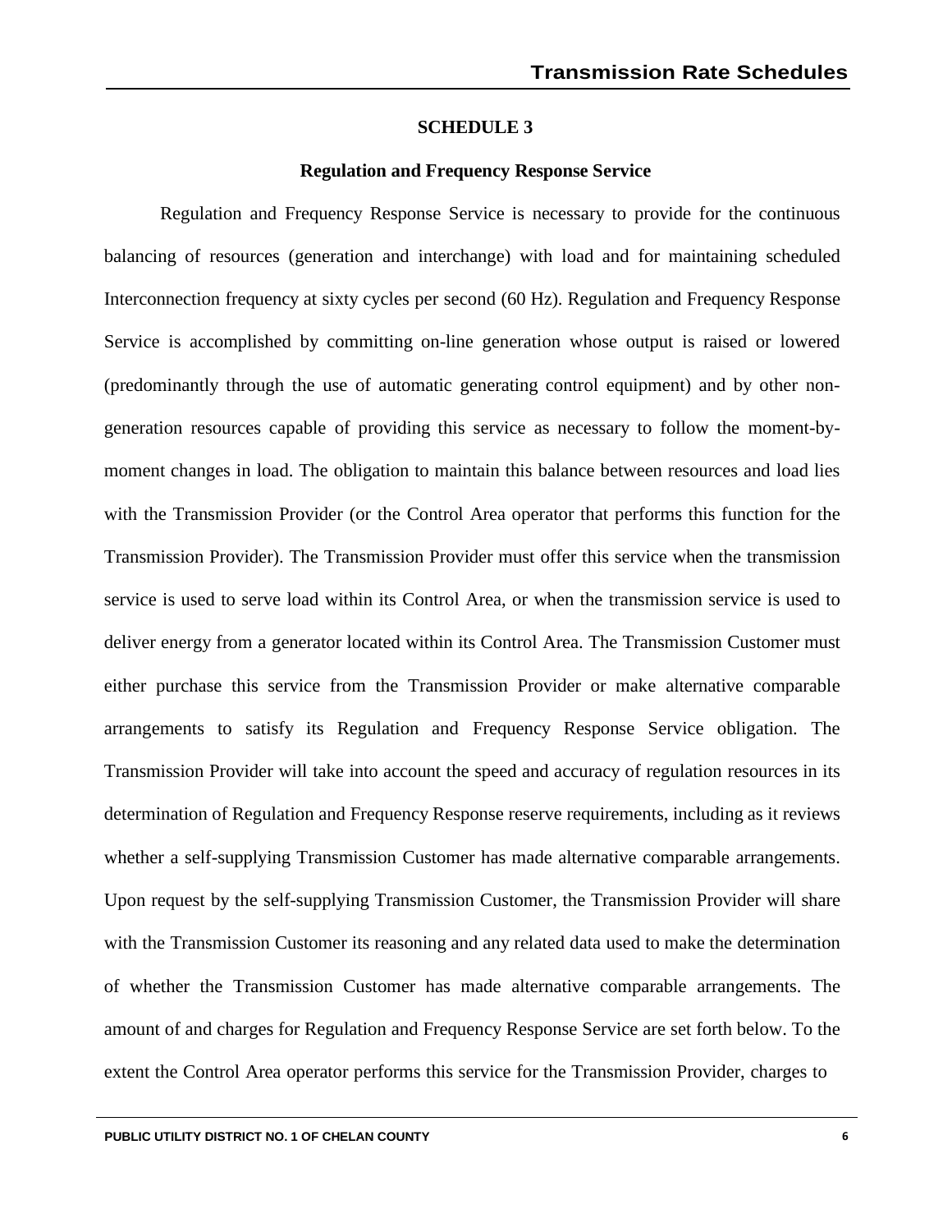## SCHEDULE 3

### Regulation and Frequency Response Service

Regulation and Frequency Response Service is necessary to provide for the continuous balancing of resources (generation and interchange) with load and for maintaining scheduled Interconnection frequency at sixty cycles per second (60 Hz). Regulation and Frequency Response Service is accomplished by committing on-line generation whose output is raised or lowered (predominantly through the use of automatic generating control equipment) and by other non-generation resources capable of providing this service as necessary to follow the moment-by-moment changes in load. The obligation to maintain this balance between resources and load lies with the Transmission Provider (or the Control Area operator that performs this function for the Transmission Provider). The Transmission Provider must offer this service when the transmission service is used to serve load within its Control Area, or when the transmission service is used to deliver energy from a generator located within its Control Area. The Transmission Customer must either purchase this service from the Transmission Provider or make alternative comparable arrangements to satisfy its Regulation and Frequency Response Service obligation. The Transmission Provider will take into account the speed and accuracy of regulation resources in its determination of Regulation and Frequency Response reserve requirements, including as it reviews whether a self-supplying Transmission Customer has made alternative comparable arrangements. Upon request by the self-supplying Transmission Customer, the Transmission Provider will share with the Transmission Customer its reasoning and any related data used to make the determination of whether the Transmission Customer has made alternative comparable arrangements. The amount of and charges for Regulation and Frequency Response Service are set forth below. To the extent the Control Area operator performs this service for the Transmission Provider, charges to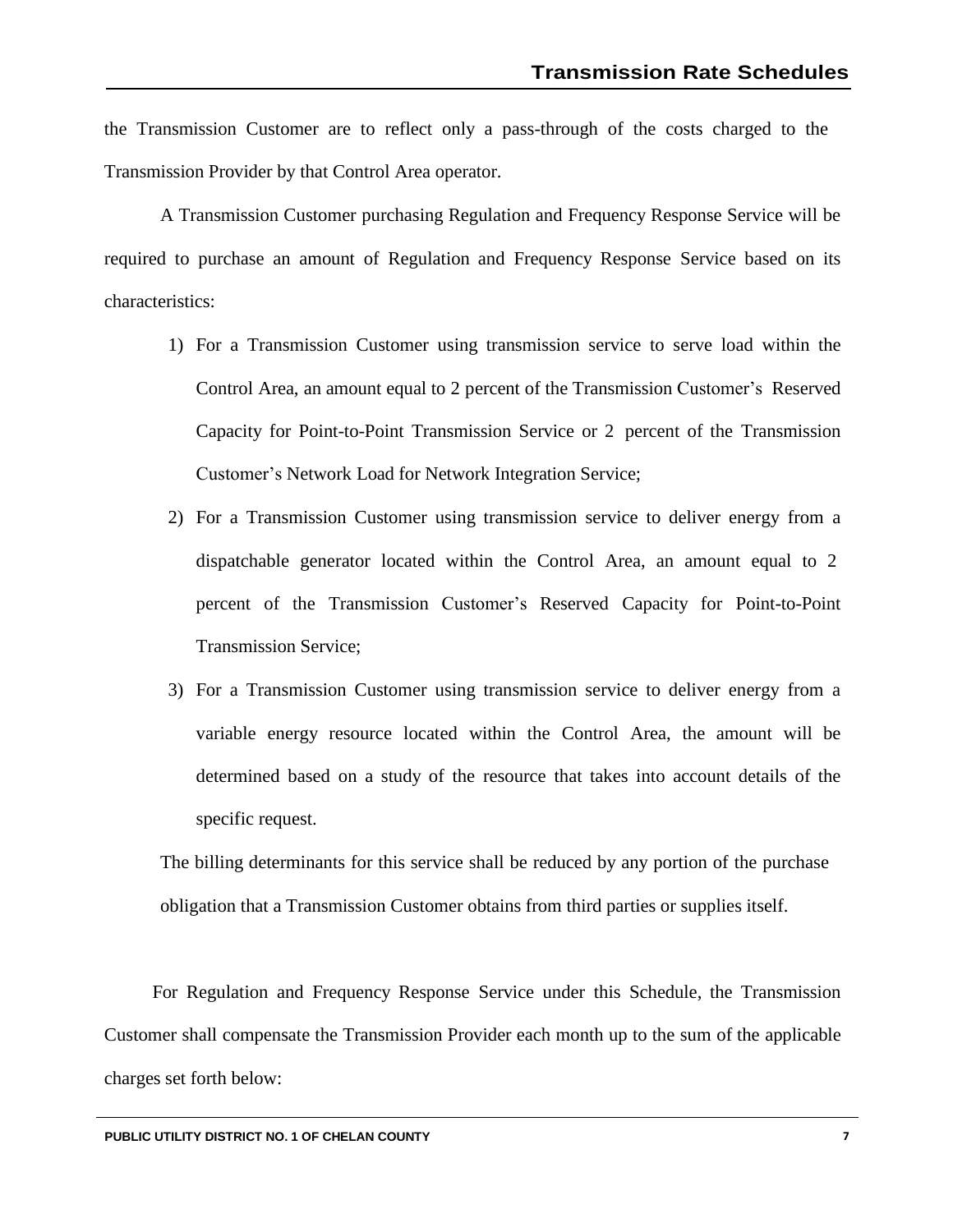the Transmission Customer are to reflect only a pass-through of the costs charged to the Transmission Provider by that Control Area operator.

A Transmission Customer purchasing Regulation and Frequency Response Service will be required to purchase an amount of Regulation and Frequency Response Service based on its characteristics:

1) For a Transmission Customer using transmission service to serve load within the Control Area, an amount equal to 2 percent of the Transmission Customer's Reserved Capacity for Point-to-Point Transmission Service or 2 percent of the Transmission Customer's Network Load for Network Integration Service;
2) For a Transmission Customer using transmission service to deliver energy from a dispatchable generator located within the Control Area, an amount equal to 2 percent of the Transmission Customer's Reserved Capacity for Point-to-Point Transmission Service;
3) For a Transmission Customer using transmission service to deliver energy from a variable energy resource located within the Control Area, the amount will be determined based on a study of the resource that takes into account details of the specific request.

The billing determinants for this service shall be reduced by any portion of the purchase obligation that a Transmission Customer obtains from third parties or supplies itself.

For Regulation and Frequency Response Service under this Schedule, the Transmission Customer shall compensate the Transmission Provider each month up to the sum of the applicable charges set forth below: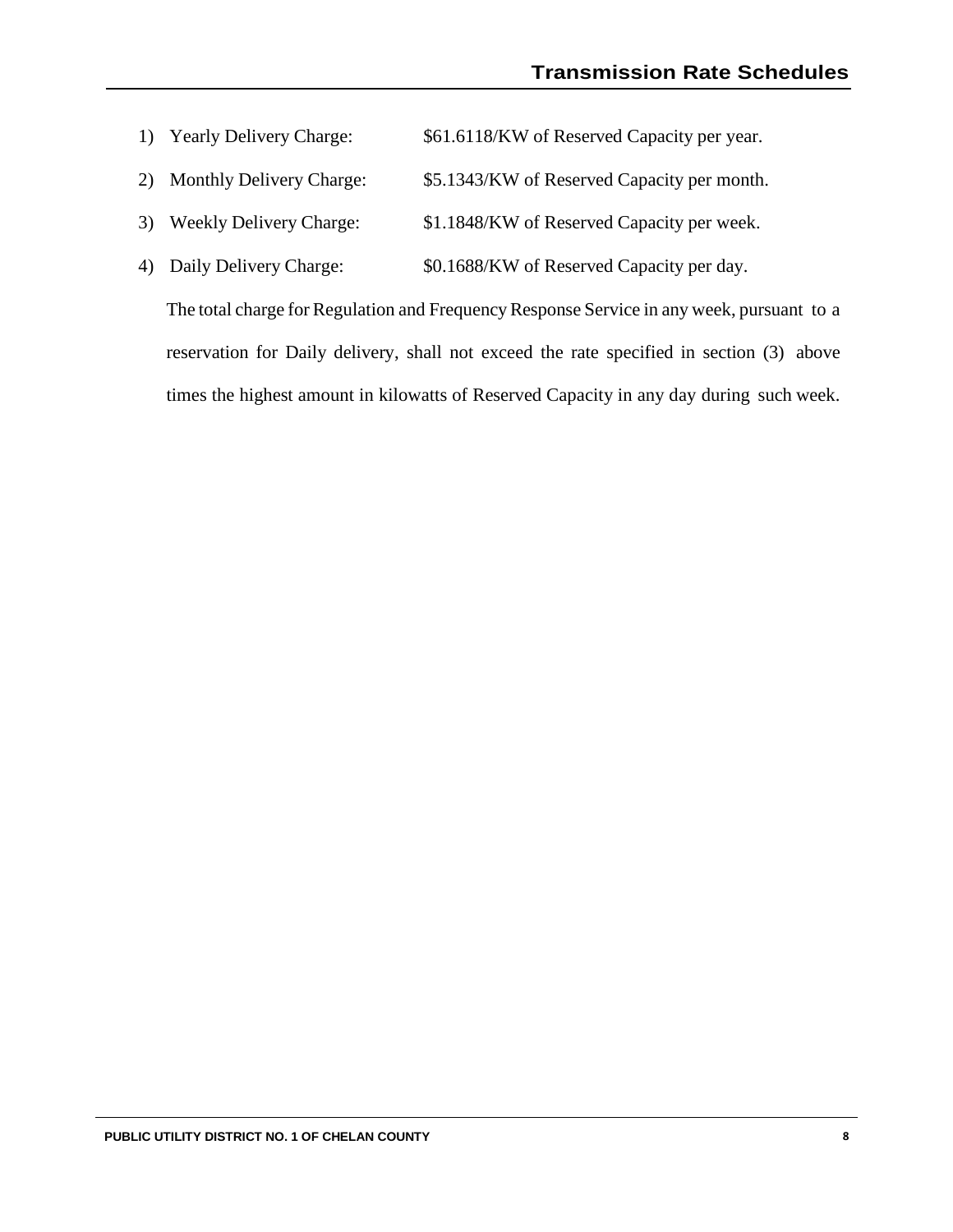1) Yearly Delivery Charge: $61.6118/KW of Reserved Capacity per year.

2) Monthly Delivery Charge: $5.1343/KW of Reserved Capacity per month.

3) Weekly Delivery Charge: $1.1848/KW of Reserved Capacity per week.

4) Daily Delivery Charge: $0.1688/KW of Reserved Capacity per day.

The total charge for Regulation and Frequency Response Service in any week, pursuant to a reservation for Daily delivery, shall not exceed the rate specified in section (3) above times the highest amount in kilowatts of Reserved Capacity in any day during such week.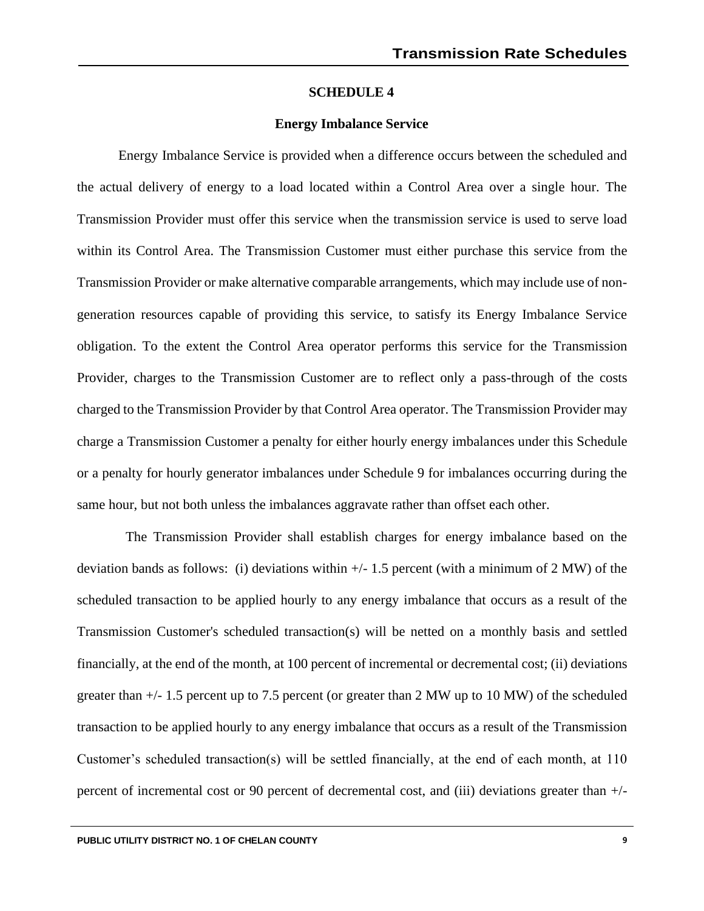## SCHEDULE 4

### Energy Imbalance Service

Energy Imbalance Service is provided when a difference occurs between the scheduled and the actual delivery of energy to a load located within a Control Area over a single hour. The Transmission Provider must offer this service when the transmission service is used to serve load within its Control Area. The Transmission Customer must either purchase this service from the Transmission Provider or make alternative comparable arrangements, which may include use of non-generation resources capable of providing this service, to satisfy its Energy Imbalance Service obligation. To the extent the Control Area operator performs this service for the Transmission Provider, charges to the Transmission Customer are to reflect only a pass-through of the costs charged to the Transmission Provider by that Control Area operator. The Transmission Provider may charge a Transmission Customer a penalty for either hourly energy imbalances under this Schedule or a penalty for hourly generator imbalances under Schedule 9 for imbalances occurring during the same hour, but not both unless the imbalances aggravate rather than offset each other.

The Transmission Provider shall establish charges for energy imbalance based on the deviation bands as follows: (i) deviations within +/- 1.5 percent (with a minimum of 2 MW) of the scheduled transaction to be applied hourly to any energy imbalance that occurs as a result of the Transmission Customer's scheduled transaction(s) will be netted on a monthly basis and settled financially, at the end of the month, at 100 percent of incremental or decremental cost; (ii) deviations greater than +/- 1.5 percent up to 7.5 percent (or greater than 2 MW up to 10 MW) of the scheduled transaction to be applied hourly to any energy imbalance that occurs as a result of the Transmission Customer's scheduled transaction(s) will be settled financially, at the end of each month, at 110 percent of incremental cost or 90 percent of decremental cost, and (iii) deviations greater than +/-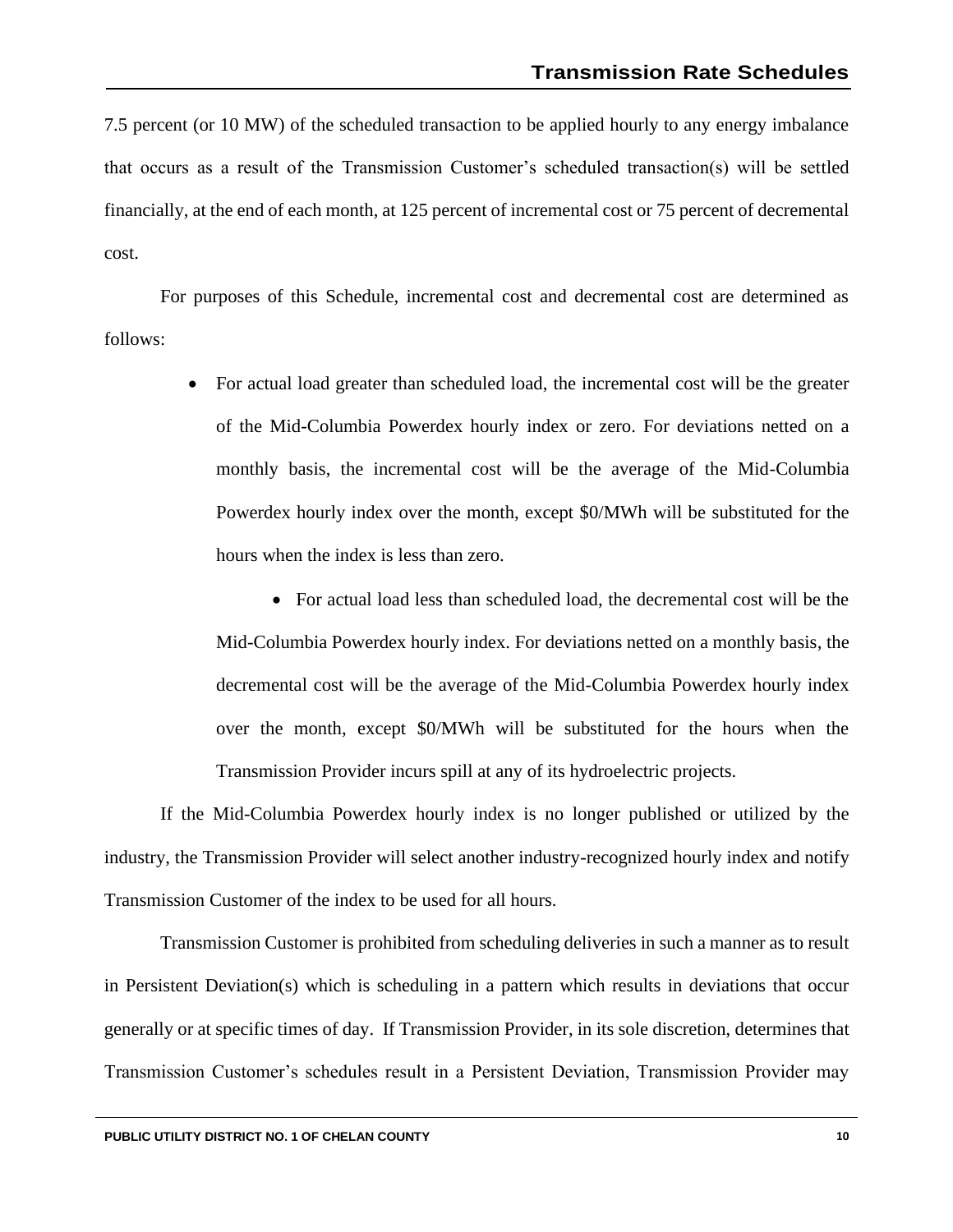7.5 percent (or 10 MW) of the scheduled transaction to be applied hourly to any energy imbalance that occurs as a result of the Transmission Customer's scheduled transaction(s) will be settled financially, at the end of each month, at 125 percent of incremental cost or 75 percent of decremental cost.

For purposes of this Schedule, incremental cost and decremental cost are determined as follows:

- For actual load greater than scheduled load, the incremental cost will be the greater of the Mid-Columbia Powerdex hourly index or zero. For deviations netted on a monthly basis, the incremental cost will be the average of the Mid-Columbia Powerdex hourly index over the month, except $0/MWh will be substituted for the hours when the index is less than zero.
- For actual load less than scheduled load, the decremental cost will be the Mid-Columbia Powerdex hourly index. For deviations netted on a monthly basis, the decremental cost will be the average of the Mid-Columbia Powerdex hourly index over the month, except $0/MWh will be substituted for the hours when the Transmission Provider incurs spill at any of its hydroelectric projects.

If the Mid-Columbia Powerdex hourly index is no longer published or utilized by the industry, the Transmission Provider will select another industry-recognized hourly index and notify Transmission Customer of the index to be used for all hours.

Transmission Customer is prohibited from scheduling deliveries in such a manner as to result in Persistent Deviation(s) which is scheduling in a pattern which results in deviations that occur generally or at specific times of day. If Transmission Provider, in its sole discretion, determines that Transmission Customer's schedules result in a Persistent Deviation, Transmission Provider may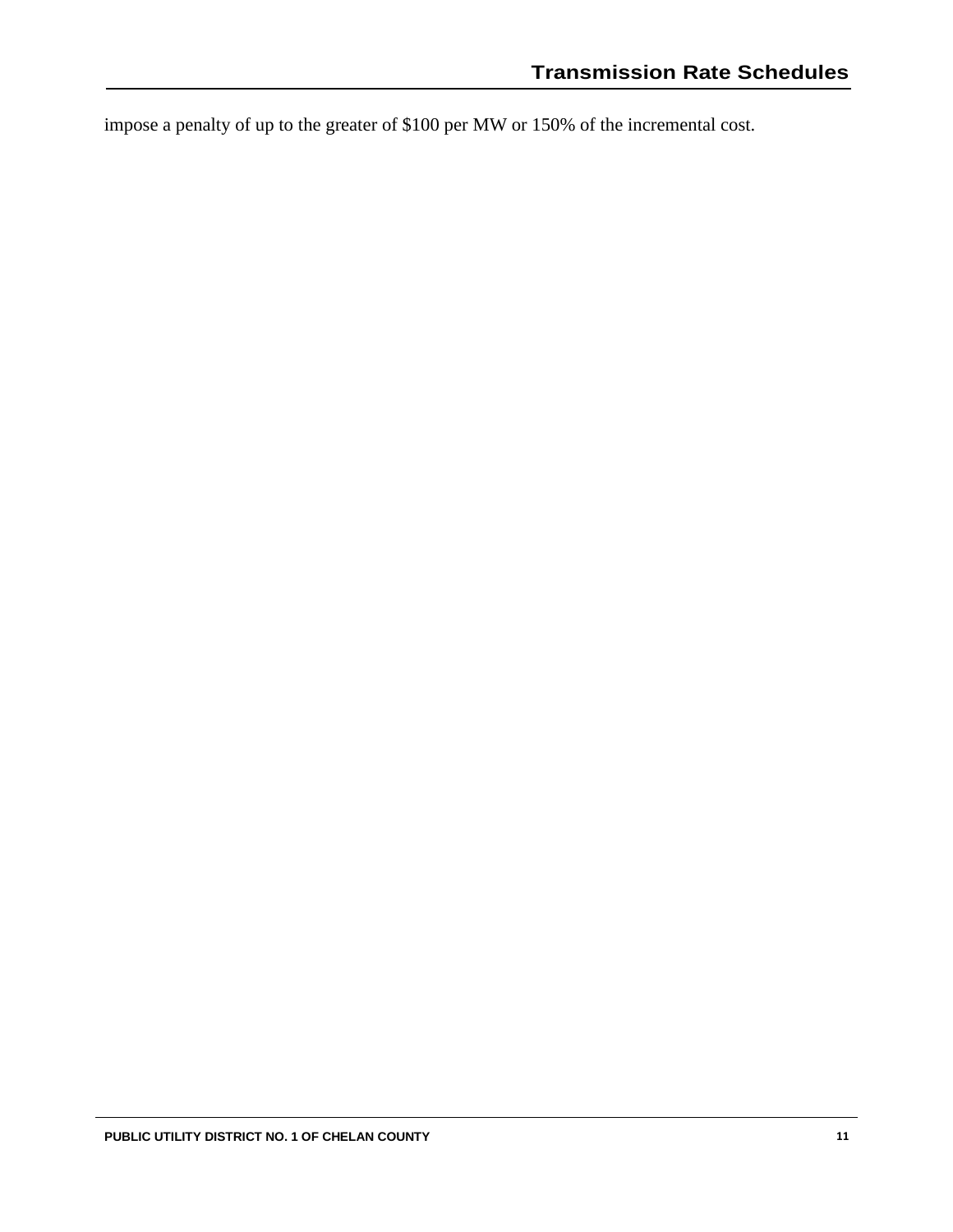impose a penalty of up to the greater of $100 per MW or 150% of the incremental cost.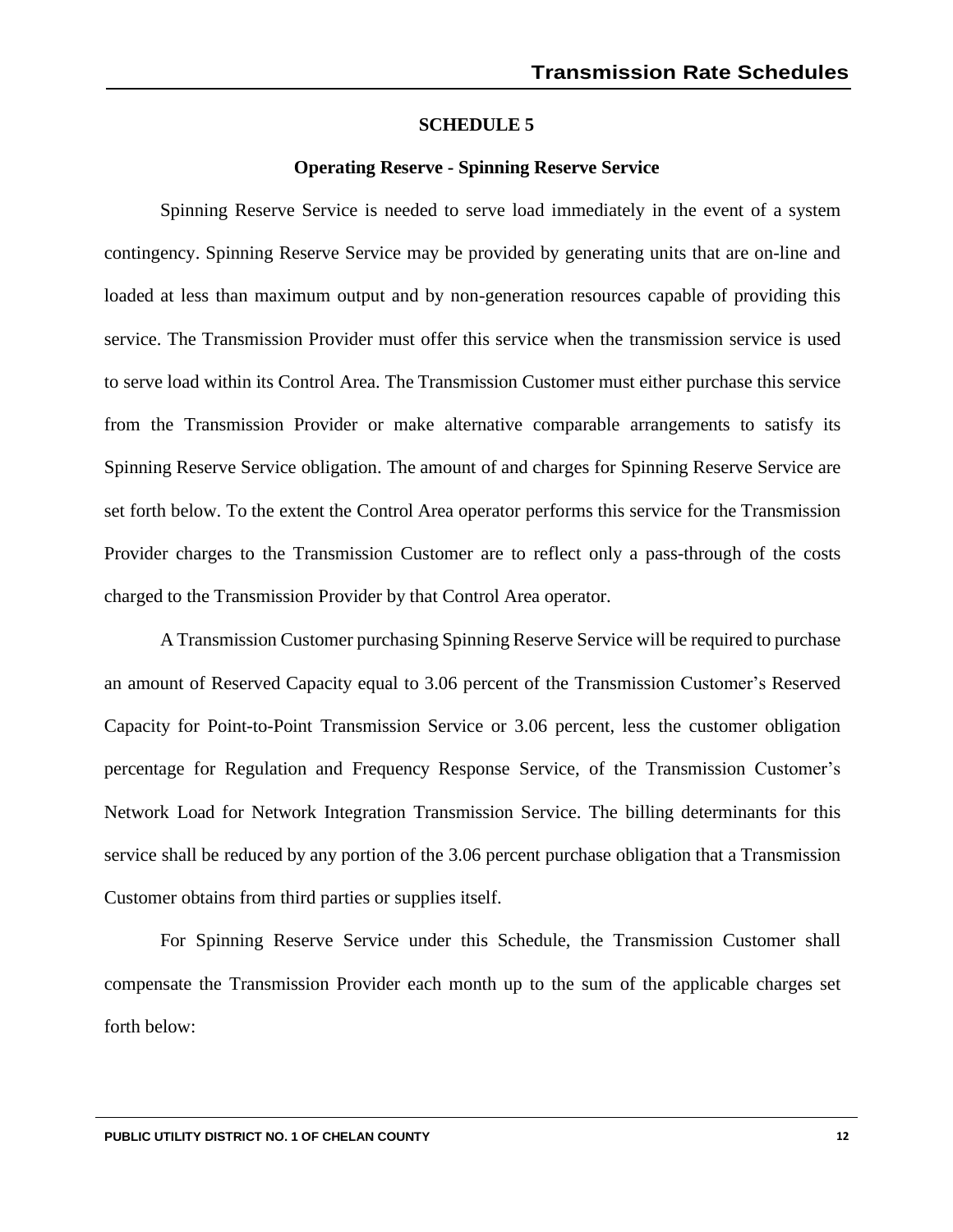## SCHEDULE 5

### Operating Reserve - Spinning Reserve Service

Spinning Reserve Service is needed to serve load immediately in the event of a system contingency. Spinning Reserve Service may be provided by generating units that are on-line and loaded at less than maximum output and by non-generation resources capable of providing this service. The Transmission Provider must offer this service when the transmission service is used to serve load within its Control Area. The Transmission Customer must either purchase this service from the Transmission Provider or make alternative comparable arrangements to satisfy its Spinning Reserve Service obligation. The amount of and charges for Spinning Reserve Service are set forth below. To the extent the Control Area operator performs this service for the Transmission Provider charges to the Transmission Customer are to reflect only a pass-through of the costs charged to the Transmission Provider by that Control Area operator.

A Transmission Customer purchasing Spinning Reserve Service will be required to purchase an amount of Reserved Capacity equal to 3.06 percent of the Transmission Customer's Reserved Capacity for Point-to-Point Transmission Service or 3.06 percent, less the customer obligation percentage for Regulation and Frequency Response Service, of the Transmission Customer's Network Load for Network Integration Transmission Service. The billing determinants for this service shall be reduced by any portion of the 3.06 percent purchase obligation that a Transmission Customer obtains from third parties or supplies itself.

For Spinning Reserve Service under this Schedule, the Transmission Customer shall compensate the Transmission Provider each month up to the sum of the applicable charges set forth below: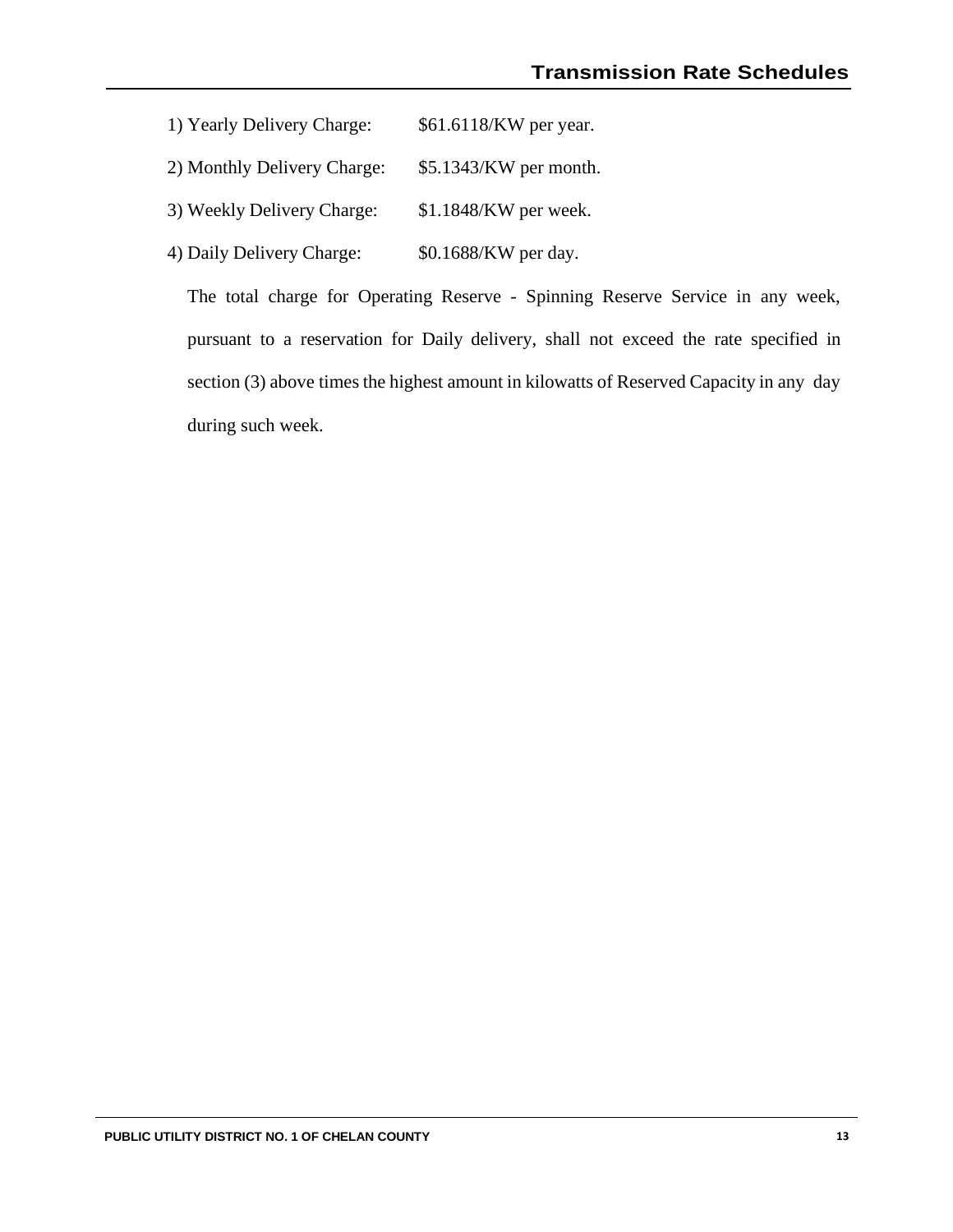1) Yearly Delivery Charge: $61.6118/KW per year.

2) Monthly Delivery Charge: $5.1343/KW per month.

3) Weekly Delivery Charge: $1.1848/KW per week.

4) Daily Delivery Charge: $0.1688/KW per day.

The total charge for Operating Reserve - Spinning Reserve Service in any week, pursuant to a reservation for Daily delivery, shall not exceed the rate specified in section (3) above times the highest amount in kilowatts of Reserved Capacity in any day during such week.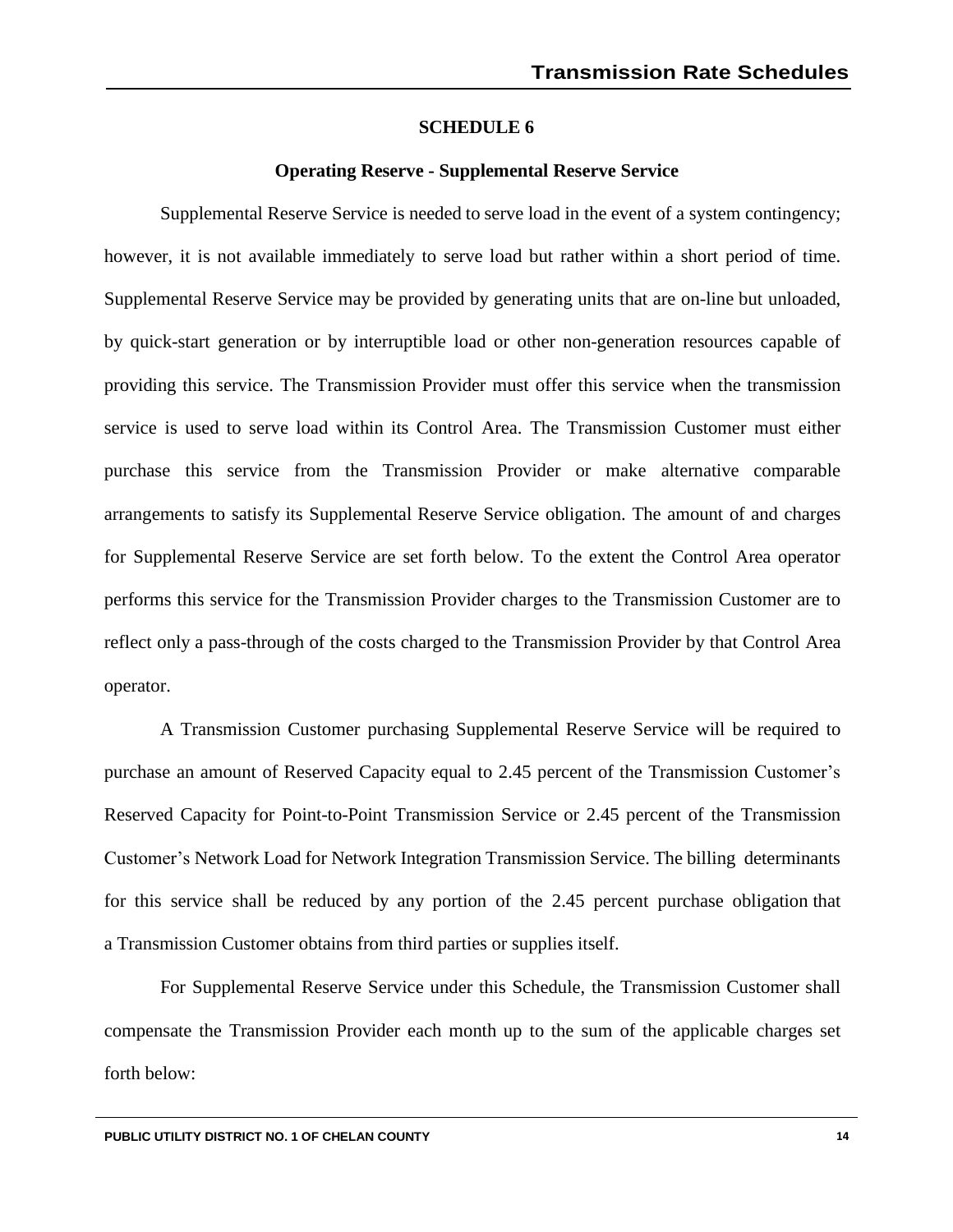## SCHEDULE 6

### Operating Reserve - Supplemental Reserve Service

Supplemental Reserve Service is needed to serve load in the event of a system contingency; however, it is not available immediately to serve load but rather within a short period of time. Supplemental Reserve Service may be provided by generating units that are on-line but unloaded, by quick-start generation or by interruptible load or other non-generation resources capable of providing this service. The Transmission Provider must offer this service when the transmission service is used to serve load within its Control Area. The Transmission Customer must either purchase this service from the Transmission Provider or make alternative comparable arrangements to satisfy its Supplemental Reserve Service obligation. The amount of and charges for Supplemental Reserve Service are set forth below. To the extent the Control Area operator performs this service for the Transmission Provider charges to the Transmission Customer are to reflect only a pass-through of the costs charged to the Transmission Provider by that Control Area operator.

A Transmission Customer purchasing Supplemental Reserve Service will be required to purchase an amount of Reserved Capacity equal to 2.45 percent of the Transmission Customer's Reserved Capacity for Point-to-Point Transmission Service or 2.45 percent of the Transmission Customer's Network Load for Network Integration Transmission Service. The billing determinants for this service shall be reduced by any portion of the 2.45 percent purchase obligation that a Transmission Customer obtains from third parties or supplies itself.

For Supplemental Reserve Service under this Schedule, the Transmission Customer shall compensate the Transmission Provider each month up to the sum of the applicable charges set forth below: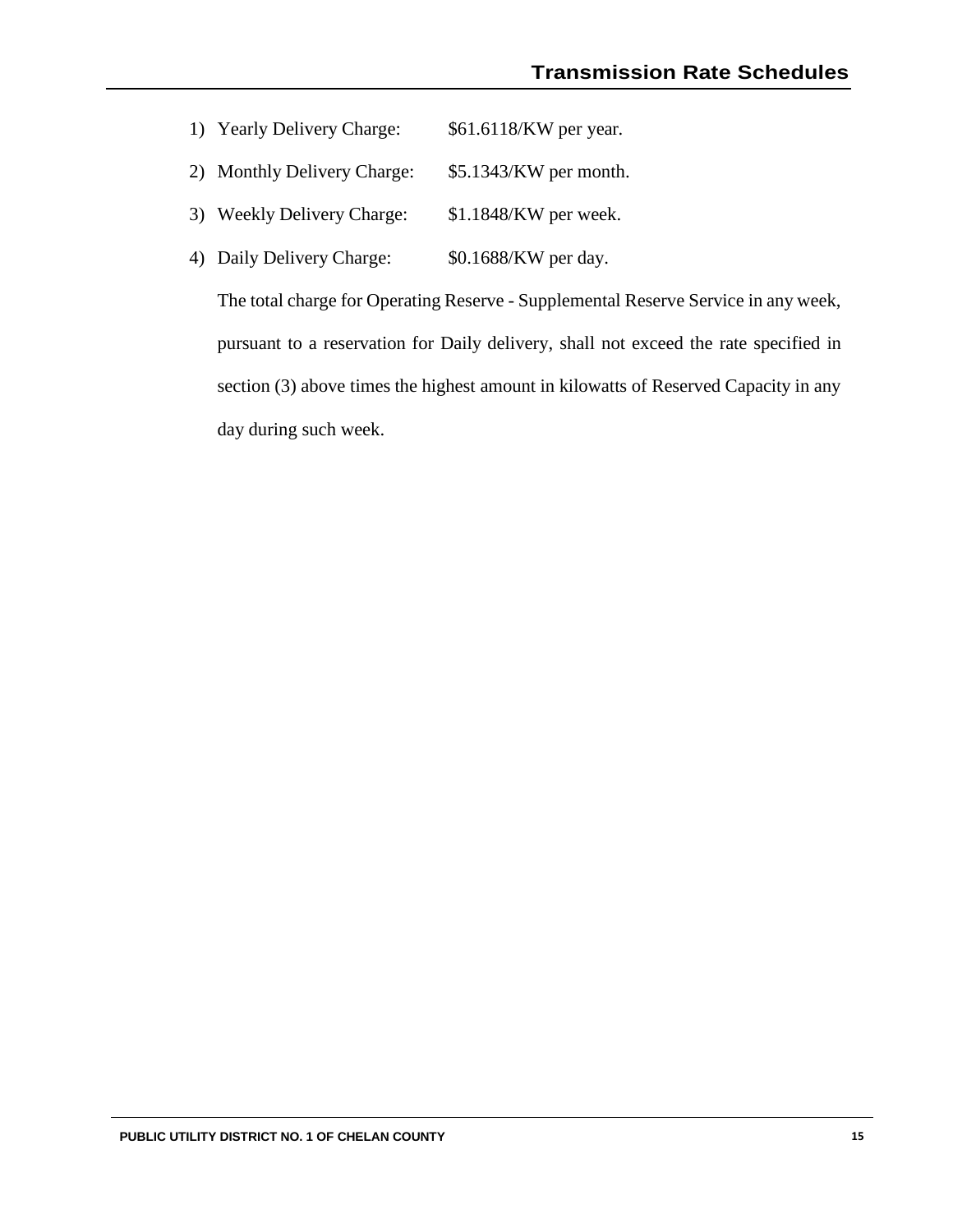1) Yearly Delivery Charge: $61.6118/KW per year.
2) Monthly Delivery Charge: $5.1343/KW per month.
3) Weekly Delivery Charge: $1.1848/KW per week.
4) Daily Delivery Charge: $0.1688/KW per day.

The total charge for Operating Reserve - Supplemental Reserve Service in any week, pursuant to a reservation for Daily delivery, shall not exceed the rate specified in section (3) above times the highest amount in kilowatts of Reserved Capacity in any day during such week.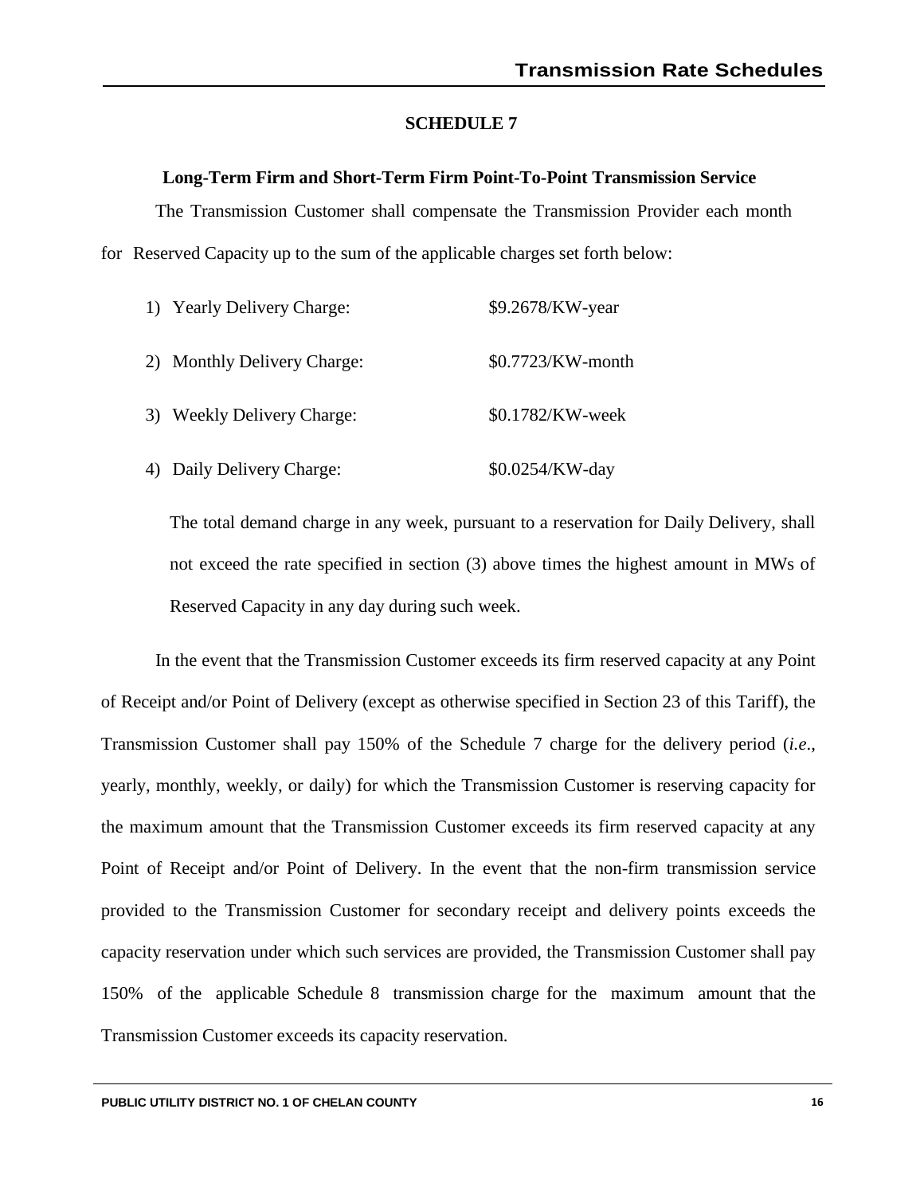## SCHEDULE 7

### Long-Term Firm and Short-Term Firm Point-To-Point Transmission Service

The Transmission Customer shall compensate the Transmission Provider each month for Reserved Capacity up to the sum of the applicable charges set forth below:

1) Yearly Delivery Charge: $9.2678/KW-year

2) Monthly Delivery Charge: $0.7723/KW-month

3) Weekly Delivery Charge: $0.1782/KW-week

4) Daily Delivery Charge: $0.0254/KW-day

The total demand charge in any week, pursuant to a reservation for Daily Delivery, shall not exceed the rate specified in section (3) above times the highest amount in MWs of Reserved Capacity in any day during such week.

In the event that the Transmission Customer exceeds its firm reserved capacity at any Point of Receipt and/or Point of Delivery (except as otherwise specified in Section 23 of this Tariff), the Transmission Customer shall pay 150% of the Schedule 7 charge for the delivery period (*i.e*., yearly, monthly, weekly, or daily) for which the Transmission Customer is reserving capacity for the maximum amount that the Transmission Customer exceeds its firm reserved capacity at any Point of Receipt and/or Point of Delivery. In the event that the non-firm transmission service provided to the Transmission Customer for secondary receipt and delivery points exceeds the capacity reservation under which such services are provided, the Transmission Customer shall pay 150% of the applicable Schedule 8 transmission charge for the maximum amount that the Transmission Customer exceeds its capacity reservation.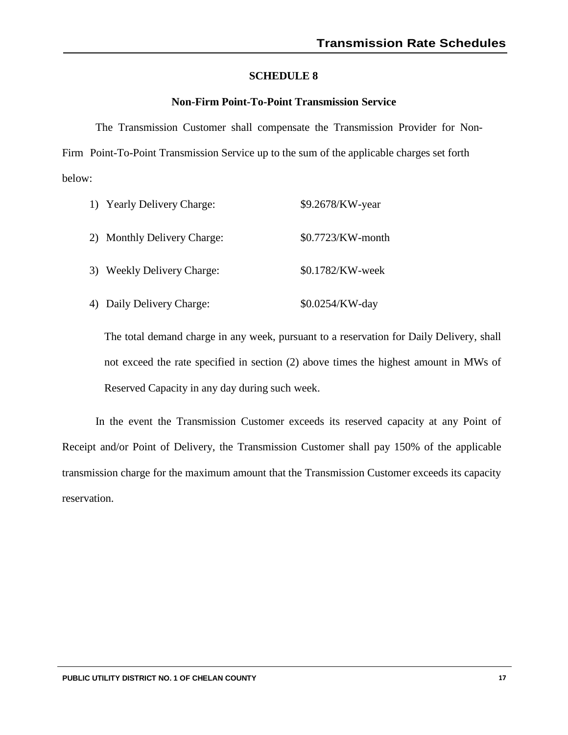# SCHEDULE 8

## Non-Firm Point-To-Point Transmission Service

The Transmission Customer shall compensate the Transmission Provider for Non-Firm Point-To-Point Transmission Service up to the sum of the applicable charges set forth below:

1) Yearly Delivery Charge: $9.2678/KW-year

2) Monthly Delivery Charge: $0.7723/KW-month

3) Weekly Delivery Charge: $0.1782/KW-week

4) Daily Delivery Charge: $0.0254/KW-day

The total demand charge in any week, pursuant to a reservation for Daily Delivery, shall not exceed the rate specified in section (2) above times the highest amount in MWs of Reserved Capacity in any day during such week.

In the event the Transmission Customer exceeds its reserved capacity at any Point of Receipt and/or Point of Delivery, the Transmission Customer shall pay 150% of the applicable transmission charge for the maximum amount that the Transmission Customer exceeds its capacity reservation.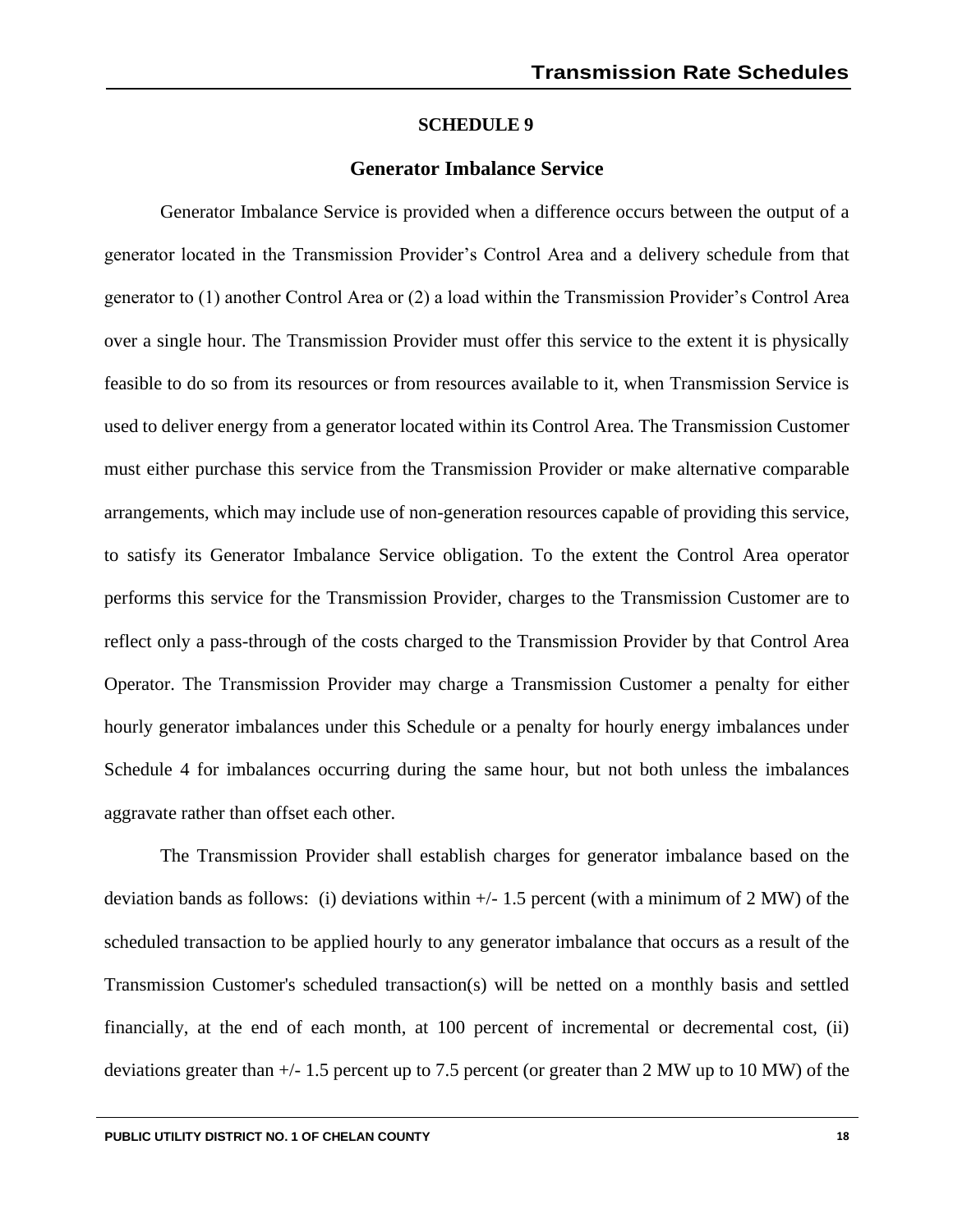## SCHEDULE 9

### Generator Imbalance Service

Generator Imbalance Service is provided when a difference occurs between the output of a generator located in the Transmission Provider's Control Area and a delivery schedule from that generator to (1) another Control Area or (2) a load within the Transmission Provider's Control Area over a single hour. The Transmission Provider must offer this service to the extent it is physically feasible to do so from its resources or from resources available to it, when Transmission Service is used to deliver energy from a generator located within its Control Area. The Transmission Customer must either purchase this service from the Transmission Provider or make alternative comparable arrangements, which may include use of non-generation resources capable of providing this service, to satisfy its Generator Imbalance Service obligation. To the extent the Control Area operator performs this service for the Transmission Provider, charges to the Transmission Customer are to reflect only a pass-through of the costs charged to the Transmission Provider by that Control Area Operator. The Transmission Provider may charge a Transmission Customer a penalty for either hourly generator imbalances under this Schedule or a penalty for hourly energy imbalances under Schedule 4 for imbalances occurring during the same hour, but not both unless the imbalances aggravate rather than offset each other.

The Transmission Provider shall establish charges for generator imbalance based on the deviation bands as follows: (i) deviations within +/- 1.5 percent (with a minimum of 2 MW) of the scheduled transaction to be applied hourly to any generator imbalance that occurs as a result of the Transmission Customer's scheduled transaction(s) will be netted on a monthly basis and settled financially, at the end of each month, at 100 percent of incremental or decremental cost, (ii) deviations greater than +/- 1.5 percent up to 7.5 percent (or greater than 2 MW up to 10 MW) of the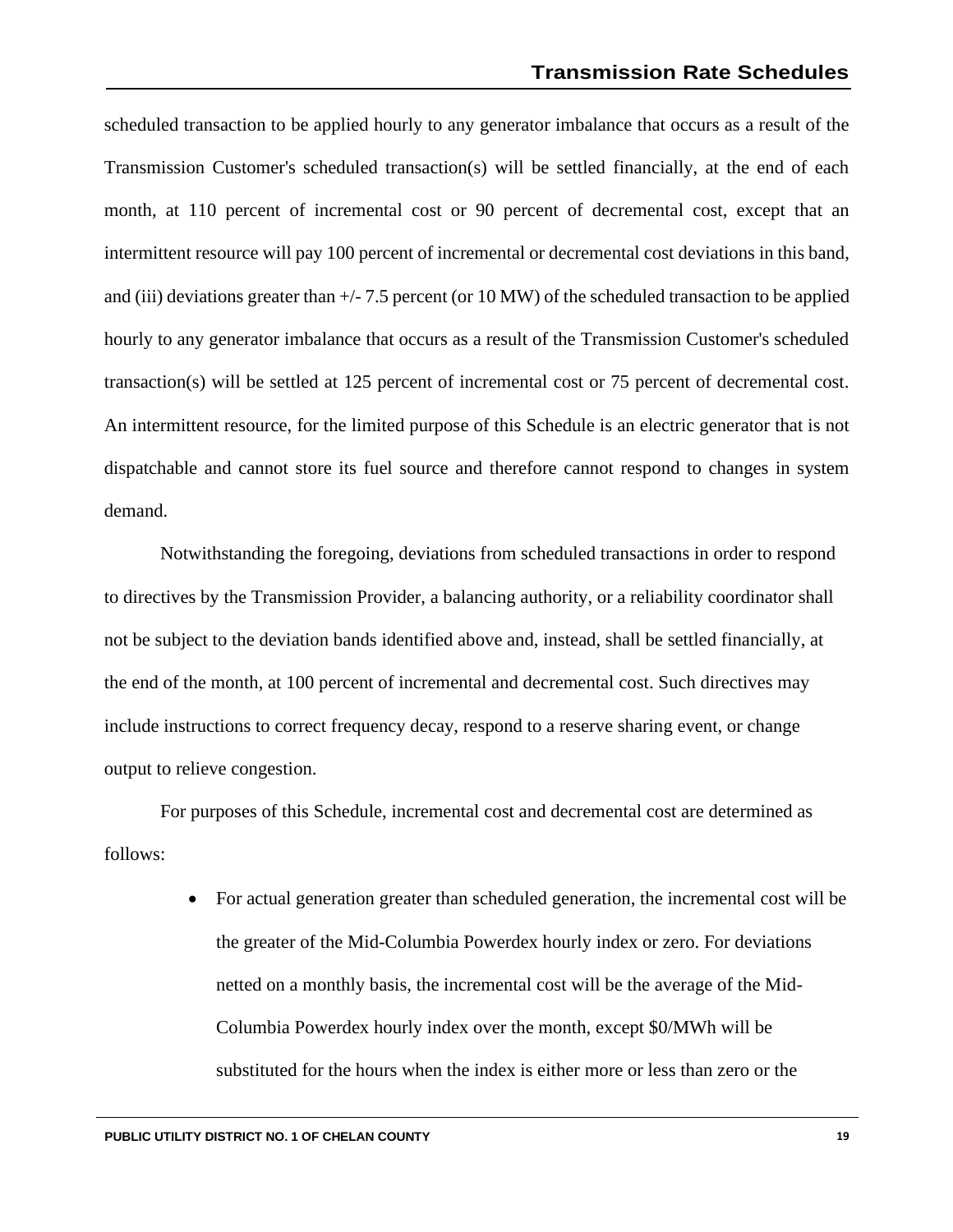scheduled transaction to be applied hourly to any generator imbalance that occurs as a result of the Transmission Customer's scheduled transaction(s) will be settled financially, at the end of each month, at 110 percent of incremental cost or 90 percent of decremental cost, except that an intermittent resource will pay 100 percent of incremental or decremental cost deviations in this band, and (iii) deviations greater than +/- 7.5 percent (or 10 MW) of the scheduled transaction to be applied hourly to any generator imbalance that occurs as a result of the Transmission Customer's scheduled transaction(s) will be settled at 125 percent of incremental cost or 75 percent of decremental cost. An intermittent resource, for the limited purpose of this Schedule is an electric generator that is not dispatchable and cannot store its fuel source and therefore cannot respond to changes in system demand.

Notwithstanding the foregoing, deviations from scheduled transactions in order to respond to directives by the Transmission Provider, a balancing authority, or a reliability coordinator shall not be subject to the deviation bands identified above and, instead, shall be settled financially, at the end of the month, at 100 percent of incremental and decremental cost. Such directives may include instructions to correct frequency decay, respond to a reserve sharing event, or change output to relieve congestion.

For purposes of this Schedule, incremental cost and decremental cost are determined as follows:

- For actual generation greater than scheduled generation, the incremental cost will be the greater of the Mid-Columbia Powerdex hourly index or zero. For deviations netted on a monthly basis, the incremental cost will be the average of the Mid-Columbia Powerdex hourly index over the month, except $0/MWh will be substituted for the hours when the index is either more or less than zero or the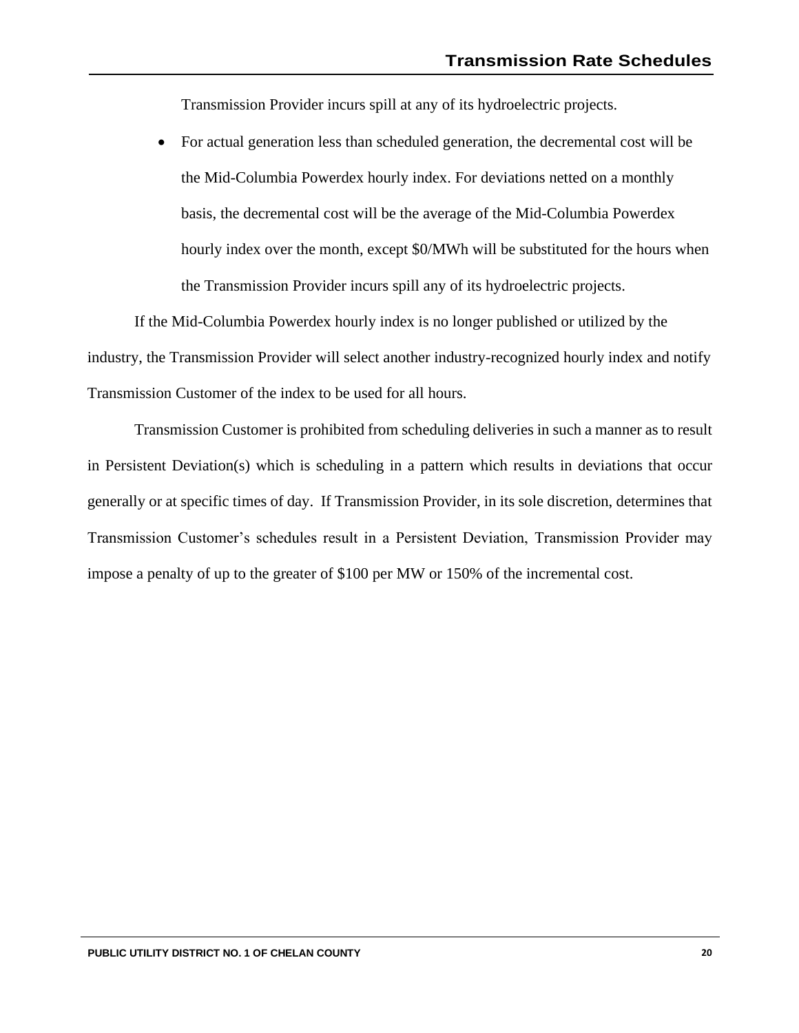Transmission Provider incurs spill at any of its hydroelectric projects.

- For actual generation less than scheduled generation, the decremental cost will be the Mid-Columbia Powerdex hourly index. For deviations netted on a monthly basis, the decremental cost will be the average of the Mid-Columbia Powerdex hourly index over the month, except $0/MWh will be substituted for the hours when the Transmission Provider incurs spill any of its hydroelectric projects.

If the Mid-Columbia Powerdex hourly index is no longer published or utilized by the industry, the Transmission Provider will select another industry-recognized hourly index and notify Transmission Customer of the index to be used for all hours.

Transmission Customer is prohibited from scheduling deliveries in such a manner as to result in Persistent Deviation(s) which is scheduling in a pattern which results in deviations that occur generally or at specific times of day. If Transmission Provider, in its sole discretion, determines that Transmission Customer's schedules result in a Persistent Deviation, Transmission Provider may impose a penalty of up to the greater of $100 per MW or 150% of the incremental cost.